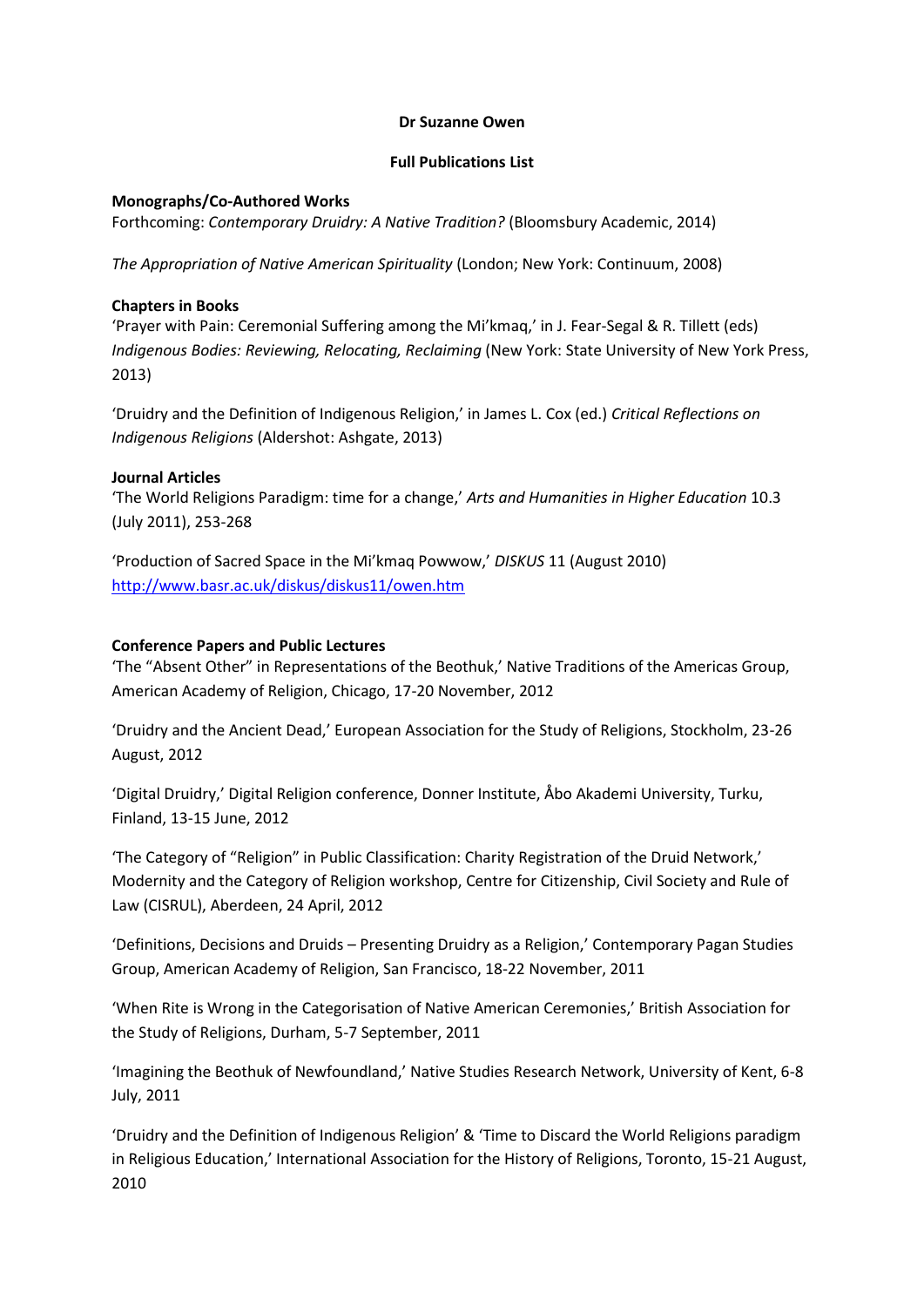**Dr Suzanne Owen**

**Full Publications List**

**Monographs/Co-Authored Works**

Forthcoming: *Contemporary Druidry: A Native Tradition?* (Bloomsbury Academic, 2014)

*The Appropriation of Native American Spirituality* (London; New York: Continuum, 2008)

**Chapters in Books**

'Prayer with Pain: Ceremonial Suffering among the Mi'kmaq,' in J. Fear-Segal & R. Tillett (eds) *Indigenous Bodies: Reviewing, Relocating, Reclaiming* (New York: State University of New York Press, 2013)

'Druidry and the Definition of Indigenous Religion,' in James L. Cox (ed.) *Critical Reflections on Indigenous Religions* (Aldershot: Ashgate, 2013)

**Journal Articles**

'The World Religions Paradigm: time for a change,' *Arts and Humanities in Higher Education* 10.3 (July 2011), 253-268

'Production of Sacred Space in the Mi'kmaq Powwow,' *DISKUS* 11 (August 2010) http://www.basr.ac.uk/diskus/diskus11/owen.htm

**Conference Papers and Public Lectures**

'The "Absent Other" in Representations of the Beothuk,' Native Traditions of the Americas Group, American Academy of Religion, Chicago, 17-20 November, 2012

'Druidry and the Ancient Dead,' European Association for the Study of Religions, Stockholm, 23-26 August, 2012

'Digital Druidry,' Digital Religion conference, Donner Institute, Åbo Akademi University, Turku, Finland, 13-15 June, 2012

'The Category of "Religion" in Public Classification: Charity Registration of the Druid Network,' Modernity and the Category of Religion workshop, Centre for Citizenship, Civil Society and Rule of Law (CISRUL), Aberdeen, 24 April, 2012

'Definitions, Decisions and Druids – Presenting Druidry as a Religion,' Contemporary Pagan Studies Group, American Academy of Religion, San Francisco, 18-22 November, 2011

'When Rite is Wrong in the Categorisation of Native American Ceremonies,' British Association for the Study of Religions, Durham, 5-7 September, 2011

'Imagining the Beothuk of Newfoundland,' Native Studies Research Network, University of Kent, 6-8 July, 2011

'Druidry and the Definition of Indigenous Religion' & 'Time to Discard the World Religions paradigm in Religious Education,' International Association for the History of Religions, Toronto, 15-21 August, 2010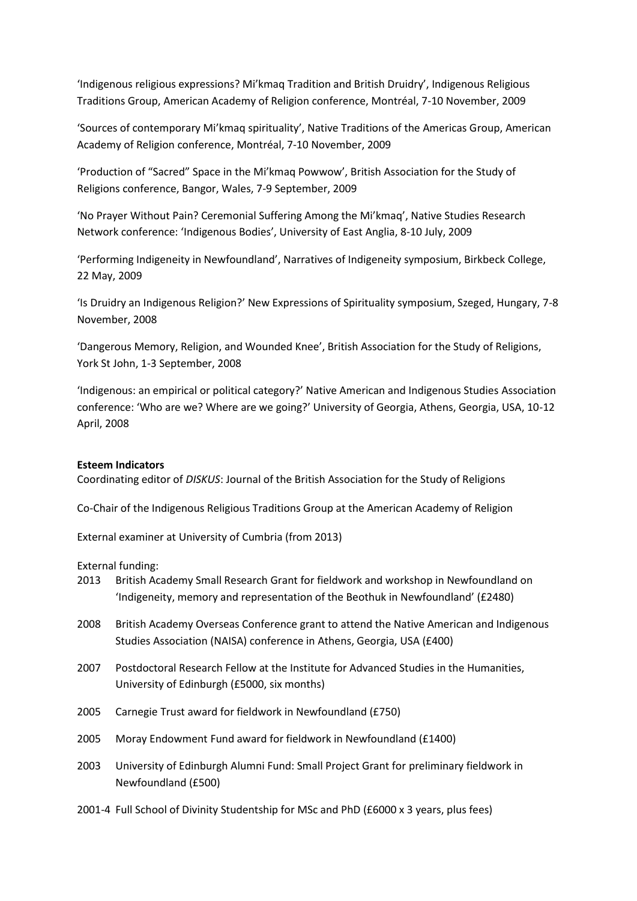'Indigenous religious expressions? Mi'kmaq Tradition and British Druidry', Indigenous Religious Traditions Group, American Academy of Religion conference, Montréal, 7-10 November, 2009

'Sources of contemporary Mi'kmaq spirituality', Native Traditions of the Americas Group, American Academy of Religion conference, Montréal, 7-10 November, 2009

'Production of "Sacred" Space in the Mi'kmaq Powwow', British Association for the Study of Religions conference, Bangor, Wales, 7-9 September, 2009

'No Prayer Without Pain? Ceremonial Suffering Among the Mi'kmaq', Native Studies Research Network conference: 'Indigenous Bodies', University of East Anglia, 8-10 July, 2009

'Performing Indigeneity in Newfoundland', Narratives of Indigeneity symposium, Birkbeck College, 22 May, 2009

'Is Druidry an Indigenous Religion?' New Expressions of Spirituality symposium, Szeged, Hungary, 7-8 November, 2008

'Dangerous Memory, Religion, and Wounded Knee', British Association for the Study of Religions, York St John, 1-3 September, 2008

'Indigenous: an empirical or political category?' Native American and Indigenous Studies Association conference: 'Who are we? Where are we going?' University of Georgia, Athens, Georgia, USA, 10-12 April, 2008

**Esteem Indicators**

Coordinating editor of *DISKUS*: Journal of the British Association for the Study of Religions

Co-Chair of the Indigenous Religious Traditions Group at the American Academy of Religion

External examiner at University of Cumbria (from 2013)

External funding:

- 2013 British Academy Small Research Grant for fieldwork and workshop in Newfoundland on 'Indigeneity, memory and representation of the Beothuk in Newfoundland' (£2480)
- 2008 British Academy Overseas Conference grant to attend the Native American and Indigenous Studies Association (NAISA) conference in Athens, Georgia, USA (£400)
- 2007 Postdoctoral Research Fellow at the Institute for Advanced Studies in the Humanities, University of Edinburgh (£5000, six months)
- 2005 Carnegie Trust award for fieldwork in Newfoundland (£750)
- 2005 Moray Endowment Fund award for fieldwork in Newfoundland (£1400)
- 2003 University of Edinburgh Alumni Fund: Small Project Grant for preliminary fieldwork in Newfoundland (£500)
- 2001-4 Full School of Divinity Studentship for MSc and PhD (£6000 x 3 years, plus fees)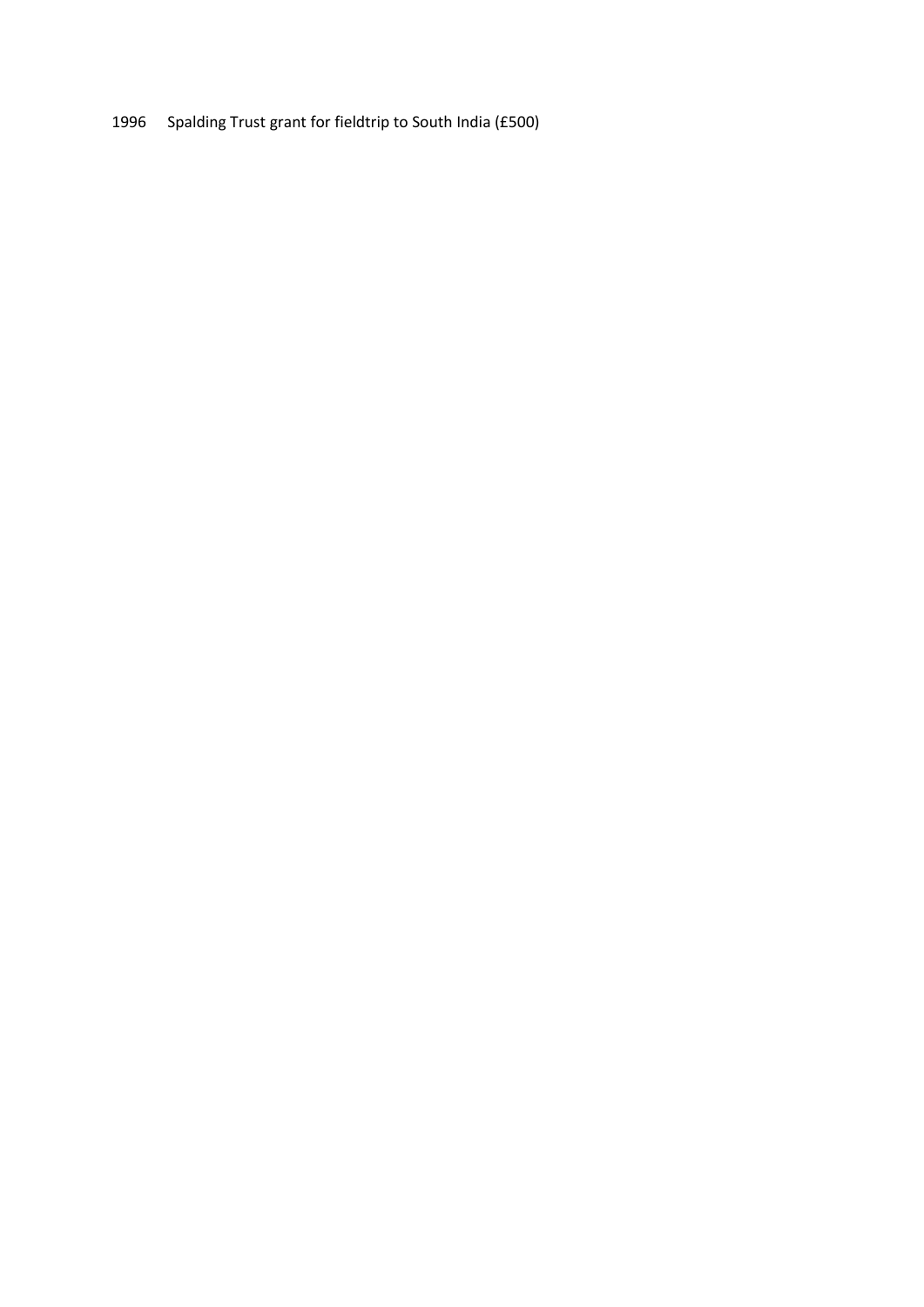1996 Spalding Trust grant for fieldtrip to South India (£500)